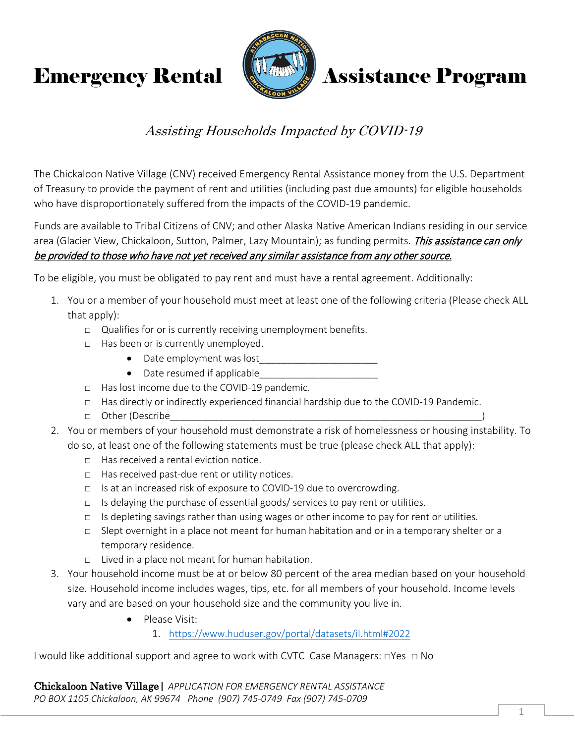# Emergency Rental Assistance Program

*Assisting Households Impacted by COVID-19*

The Chickaloon Native Village (CNV) received Emergency Rental Assistance money from the U.S. Department of Treasury to provide the payment of rent and utilities (including past due amounts) for eligible households who have disproportionately suffered from the impacts of the COVID-19 pandemic.

Funds are available to Tribal Citizens of CNV; and other Alaska Native American Indians residing in our service area (Glacier View, Chickaloon, Sutton, Palmer, Lazy Mountain); as funding permits. ***<u>This assistance can only be provided to those who have not yet received any similar assistance from any other source.</u>***

To be eligible, you must be obligated to pay rent and must have a rental agreement. Additionally:

1. You or a member of your household must meet at least one of the following criteria (Please check ALL that apply):
   - □ Qualifies for or is currently receiving unemployment benefits.
   - □ Has been or is currently unemployed.
     - Date employment was lost______________________
     - Date resumed if applicable______________________
   - □ Has lost income due to the COVID-19 pandemic.
   - □ Has directly or indirectly experienced financial hardship due to the COVID-19 Pandemic.
   - □ Other (Describe___________________________________________________________)
2. You or members of your household must demonstrate a risk of homelessness or housing instability. To do so, at least one of the following statements must be true (please check ALL that apply):
   - □ Has received a rental eviction notice.
   - □ Has received past-due rent or utility notices.
   - □ Is at an increased risk of exposure to COVID-19 due to overcrowding.
   - □ Is delaying the purchase of essential goods/ services to pay rent or utilities.
   - □ Is depleting savings rather than using wages or other income to pay for rent or utilities.
   - □ Slept overnight in a place not meant for human habitation and or in a temporary shelter or a temporary residence.
   - □ Lived in a place not meant for human habitation.
3. Your household income must be at or below 80 percent of the area median based on your household size. Household income includes wages, tips, etc. for all members of your household. Income levels vary and are based on your household size and the community you live in.
   - Please Visit:
     1. https://www.huduser.gov/portal/datasets/il.html#2022

I would like additional support and agree to work with CVTC Case Managers: □Yes □ No

**Chickaloon Native Village |** *APPLICATION FOR EMERGENCY RENTAL ASSISTANCE*
*PO BOX 1105 Chickaloon, AK 99674 Phone (907) 745-0749 Fax (907) 745-0709*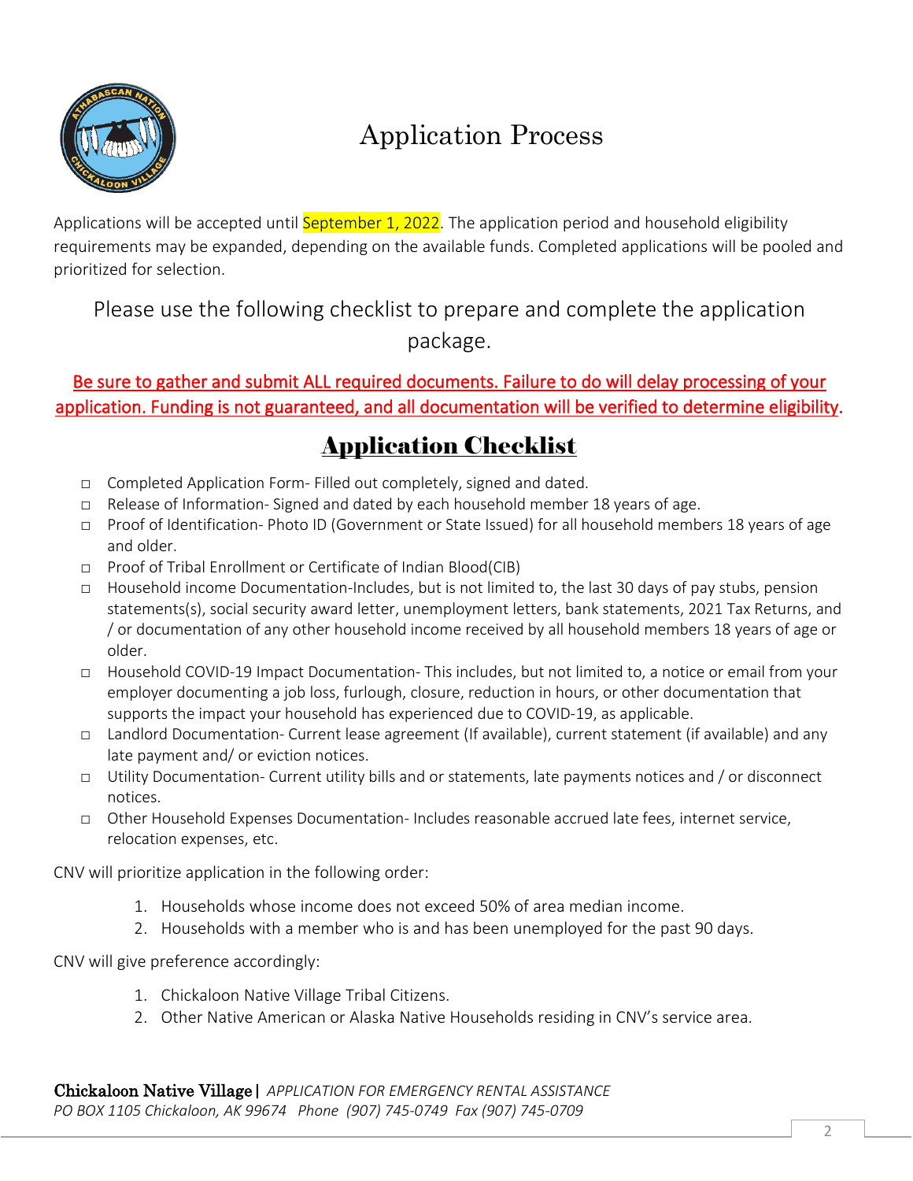# Application Process

Applications will be accepted until September 1, 2022. The application period and household eligibility requirements may be expanded, depending on the available funds. Completed applications will be pooled and prioritized for selection.

Please use the following checklist to prepare and complete the application package.

**Be sure to gather and submit ALL required documents. Failure to do will delay processing of your application. Funding is not guaranteed, and all documentation will be verified to determine eligibility.**

## Application Checklist

- ☐ Completed Application Form- Filled out completely, signed and dated.
- ☐ Release of Information- Signed and dated by each household member 18 years of age.
- ☐ Proof of Identification- Photo ID (Government or State Issued) for all household members 18 years of age and older.
- ☐ Proof of Tribal Enrollment or Certificate of Indian Blood(CIB)
- ☐ Household income Documentation-Includes, but is not limited to, the last 30 days of pay stubs, pension statements(s), social security award letter, unemployment letters, bank statements, 2021 Tax Returns, and / or documentation of any other household income received by all household members 18 years of age or older.
- ☐ Household COVID-19 Impact Documentation- This includes, but not limited to, a notice or email from your employer documenting a job loss, furlough, closure, reduction in hours, or other documentation that supports the impact your household has experienced due to COVID-19, as applicable.
- ☐ Landlord Documentation- Current lease agreement (If available), current statement (if available) and any late payment and/ or eviction notices.
- ☐ Utility Documentation- Current utility bills and or statements, late payments notices and / or disconnect notices.
- ☐ Other Household Expenses Documentation- Includes reasonable accrued late fees, internet service, relocation expenses, etc.

CNV will prioritize application in the following order:

1. Households whose income does not exceed 50% of area median income.
2. Households with a member who is and has been unemployed for the past 90 days.

CNV will give preference accordingly:

1. Chickaloon Native Village Tribal Citizens.
2. Other Native American or Alaska Native Households residing in CNV's service area.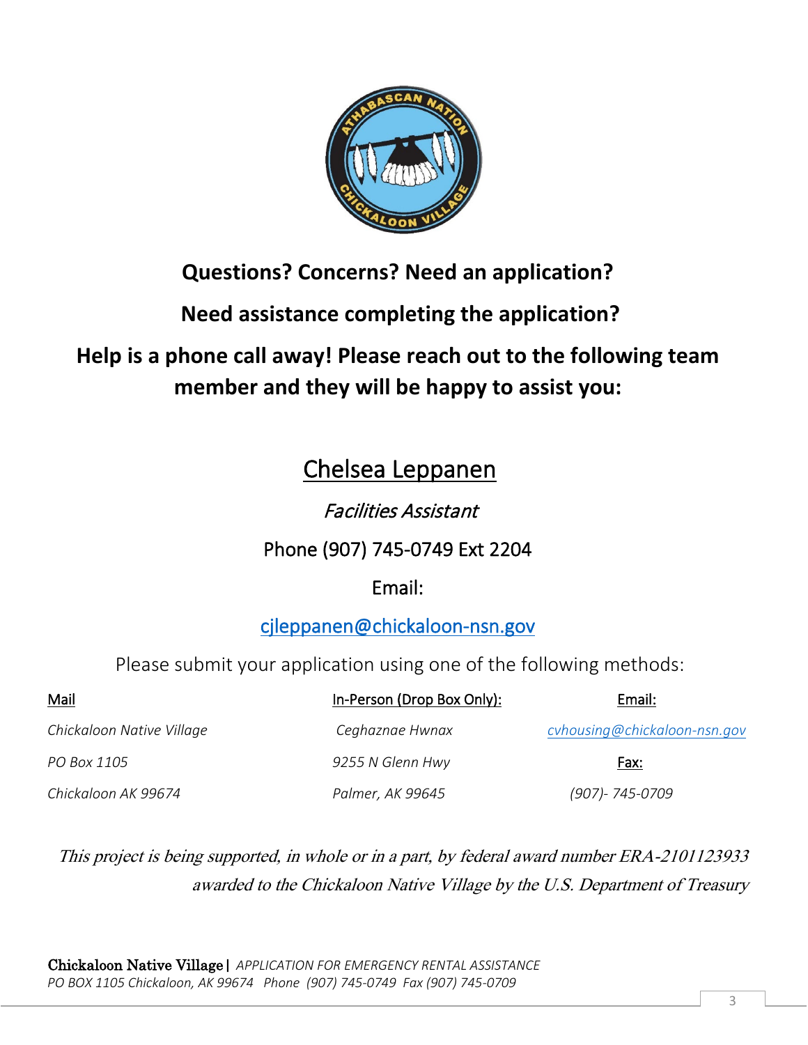**Questions? Concerns? Need an application?**

**Need assistance completing the application?**

**Help is a phone call away! Please reach out to the following team member and they will be happy to assist you:**

## Chelsea Leppanen

*Facilities Assistant*

Phone (907) 745-0749 Ext 2204

Email:

cjleppanen@chickaloon-nsn.gov

Please submit your application using one of the following methods:

| Mail | In-Person (Drop Box Only): | Email: |
|---|---|---|
| *Chickaloon Native Village* | *Ceghaznae Hwnax* | *cvhousing@chickaloon-nsn.gov* |
| *PO Box 1105* | *9255 N Glenn Hwy* | **Fax:** |
| *Chickaloon AK 99674* | *Palmer, AK 99645* | *(907)- 745-0709* |

*This project is being supported, in whole or in a part, by federal award number ERA-2101123933 awarded to the Chickaloon Native Village by the U.S. Department of Treasury*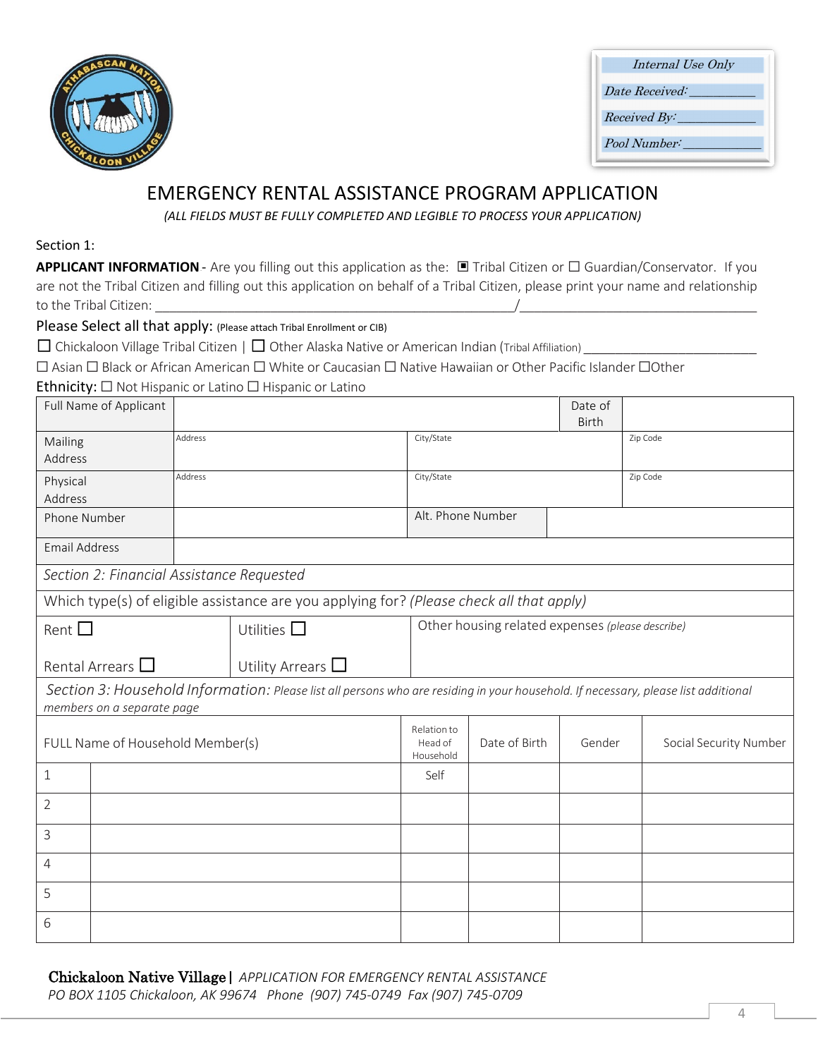| Internal Use Only |
|---|
| *Date Received:* __________ |
| *Received By:* ___________ |
| *Pool Number:* ___________ |

# EMERGENCY RENTAL ASSISTANCE PROGRAM APPLICATION

*(ALL FIELDS MUST BE FULLY COMPLETED AND LEGIBLE TO PROCESS YOUR APPLICATION)*

Section 1:

**APPLICANT INFORMATION** - Are you filling out this application as the: ▣ Tribal Citizen or ☐ Guardian/Conservator. If you are not the Tribal Citizen and filling out this application on behalf of a Tribal Citizen, please print your name and relationship to the Tribal Citizen: ___________________________________________/______________________________

Please Select all that apply: (Please attach Tribal Enrollment or CIB)

☐ Chickaloon Village Tribal Citizen | ☐ Other Alaska Native or American Indian (Tribal Affiliation) ______________________

☐ Asian ☐ Black or African American ☐ White or Caucasian ☐ Native Hawaiian or Other Pacific Islander ☐Other

Ethnicity: ☐ Not Hispanic or Latino ☐ Hispanic or Latino

| Full Name of Applicant | | | Date of Birth | |
|---|---|---|---|---|
| Mailing Address | Address | City/State | | Zip Code |
| Physical Address | Address | City/State | | Zip Code |
| Phone Number | | Alt. Phone Number | | |
| Email Address | | | | |

| *Section 2: Financial Assistance Requested* | | |
|---|---|---|
| Which type(s) of eligible assistance are you applying for? *(Please check all that apply)* | | |
| Rent ☐ | Utilities ☐ | Other housing related expenses *(please describe)* |
| Rental Arrears ☐ | Utility Arrears ☐ | |

*Section 3: Household Information: Please list all persons who are residing in your household. If necessary, please list additional members on a separate page*

| | FULL Name of Household Member(s) | Relation to Head of Household | Date of Birth | Gender | Social Security Number |
|---|---|---|---|---|---|
| 1 | | Self | | | |
| 2 | | | | | |
| 3 | | | | | |
| 4 | | | | | |
| 5 | | | | | |
| 6 | | | | | |

**Chickaloon Native Village |** *APPLICATION FOR EMERGENCY RENTAL ASSISTANCE*
*PO BOX 1105 Chickaloon, AK 99674 Phone (907) 745-0749 Fax (907) 745-0709*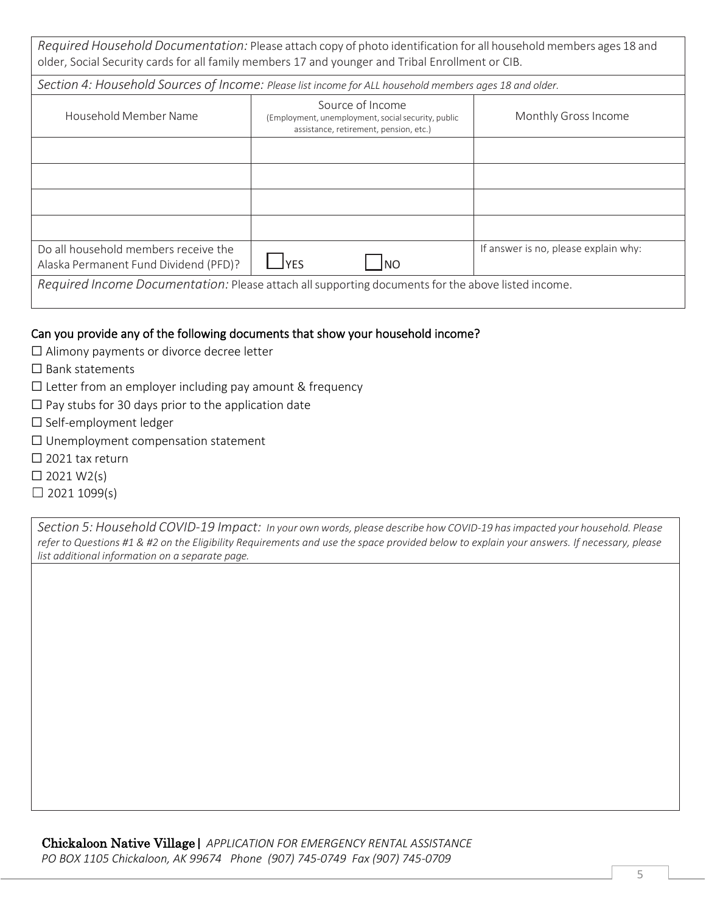*Required Household Documentation:* Please attach copy of photo identification for all household members ages 18 and older, Social Security cards for all family members 17 and younger and Tribal Enrollment or CIB.

*Section 4: Household Sources of Income: Please list income for ALL household members ages 18 and older.*

| Household Member Name | Source of Income (Employment, unemployment, social security, public assistance, retirement, pension, etc.) | Monthly Gross Income |
|---|---|---|
| | | |
| | | |
| | | |
| | | |
| Do all household members receive the Alaska Permanent Fund Dividend (PFD)? | ☐ YES ☐ NO | If answer is no, please explain why: |

*Required Income Documentation:* Please attach all supporting documents for the above listed income.

## Can you provide any of the following documents that show your household income?

☐ Alimony payments or divorce decree letter
☐ Bank statements
☐ Letter from an employer including pay amount & frequency
☐ Pay stubs for 30 days prior to the application date
☐ Self-employment ledger
☐ Unemployment compensation statement
☐ 2021 tax return
☐ 2021 W2(s)
☐ 2021 1099(s)

*Section 5: Household COVID-19 Impact: In your own words, please describe how COVID-19 has impacted your household. Please refer to Questions #1 & #2 on the Eligibility Requirements and use the space provided below to explain your answers. If necessary, please list additional information on a separate page.*

**Chickaloon Native Village |** *APPLICATION FOR EMERGENCY RENTAL ASSISTANCE*
*PO BOX 1105 Chickaloon, AK 99674 Phone (907) 745-0749 Fax (907) 745-0709*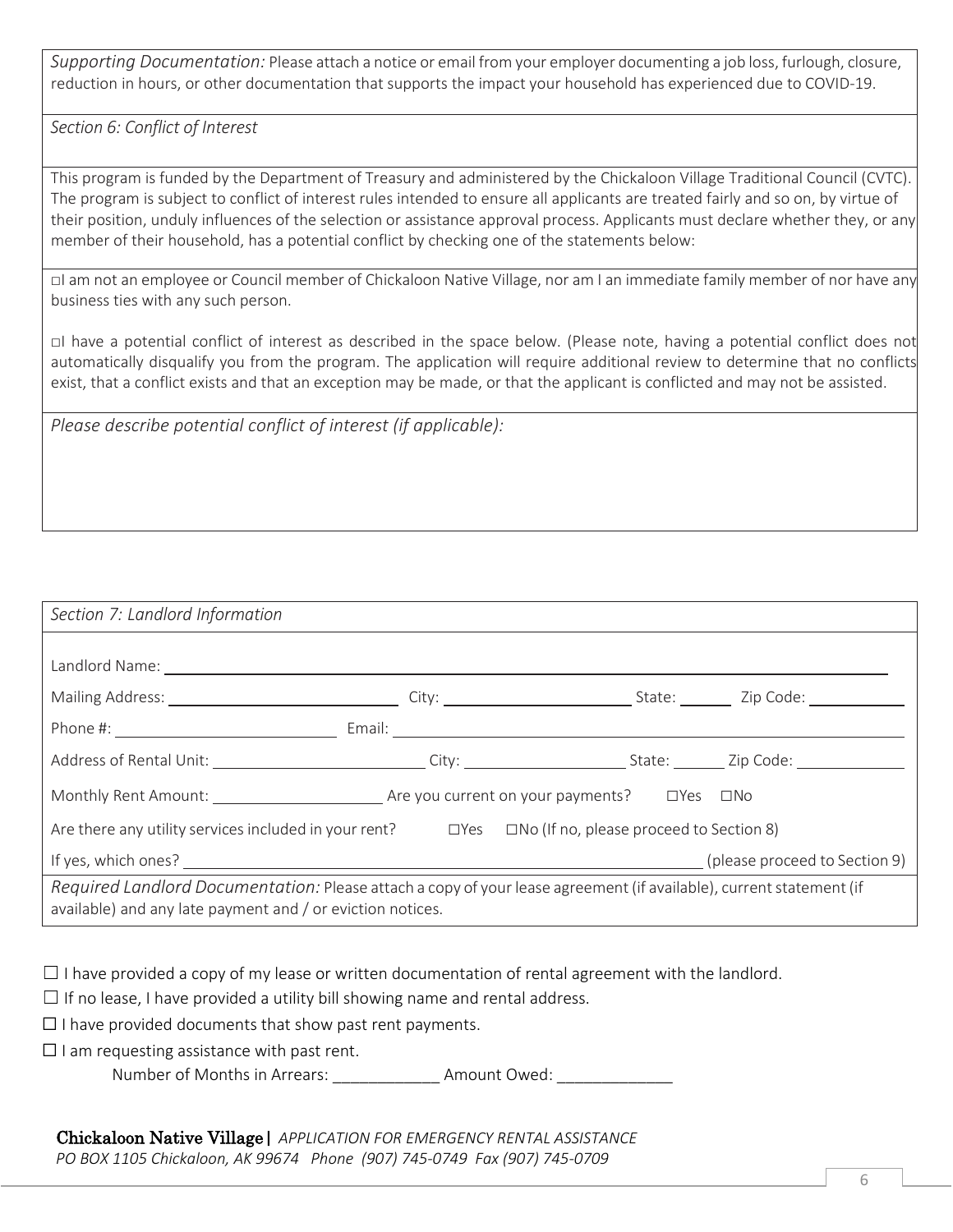*Supporting Documentation:* Please attach a notice or email from your employer documenting a job loss, furlough, closure, reduction in hours, or other documentation that supports the impact your household has experienced due to COVID-19.

*Section 6: Conflict of Interest*

This program is funded by the Department of Treasury and administered by the Chickaloon Village Traditional Council (CVTC). The program is subject to conflict of interest rules intended to ensure all applicants are treated fairly and so on, by virtue of their position, unduly influences of the selection or assistance approval process. Applicants must declare whether they, or any member of their household, has a potential conflict by checking one of the statements below:

☐I am not an employee or Council member of Chickaloon Native Village, nor am I an immediate family member of nor have any business ties with any such person.

☐I have a potential conflict of interest as described in the space below. (Please note, having a potential conflict does not automatically disqualify you from the program. The application will require additional review to determine that no conflicts exist, that a conflict exists and that an exception may be made, or that the applicant is conflicted and may not be assisted.

*Please describe potential conflict of interest (if applicable):*

*Section 7: Landlord Information*

Landlord Name: ______________________________

Mailing Address: ______________________ City: ____________________ State: ______ Zip Code: __________

Phone #: ______________________ Email: ______________________________

Address of Rental Unit: ______________________ City: ________________ State: ______ Zip Code: __________

Monthly Rent Amount: ________________ Are you current on your payments? ☐Yes ☐No

Are there any utility services included in your rent? ☐Yes ☐No (If no, please proceed to Section 8)

If yes, which ones? ______________________________________________ (please proceed to Section 9)

*Required Landlord Documentation:* Please attach a copy of your lease agreement (if available), current statement (if available) and any late payment and / or eviction notices.

☐ I have provided a copy of my lease or written documentation of rental agreement with the landlord.

☐ If no lease, I have provided a utility bill showing name and rental address.

☐ I have provided documents that show past rent payments.

☐ I am requesting assistance with past rent.

Number of Months in Arrears: ___________ Amount Owed: ____________

**Chickaloon Native Village|** *APPLICATION FOR EMERGENCY RENTAL ASSISTANCE*
*PO BOX 1105 Chickaloon, AK 99674 Phone (907) 745-0749 Fax (907) 745-0709*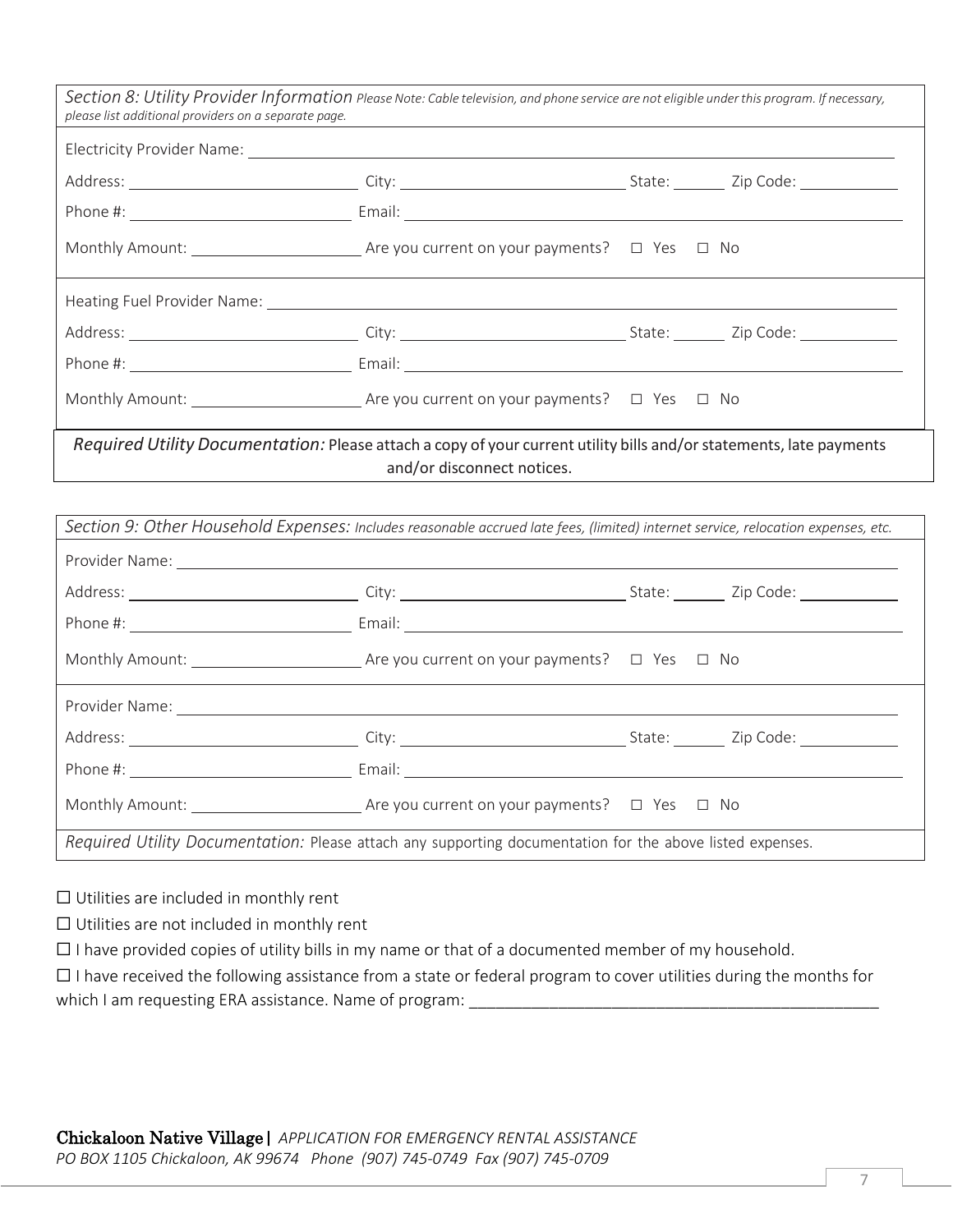*Section 8: Utility Provider Information* *Please Note: Cable television, and phone service are not eligible under this program. If necessary, please list additional providers on a separate page.*

Electricity Provider Name: ______________________________

Address: ______________ City: ______________ State: ______ Zip Code: ______

Phone #: ______________ Email: ______________

Monthly Amount: ______________ Are you current on your payments? ☐ Yes ☐ No

Heating Fuel Provider Name: ______________________________

Address: ______________ City: ______________ State: ______ Zip Code: ______

Phone #: ______________ Email: ______________

Monthly Amount: ______________ Are you current on your payments? ☐ Yes ☐ No

*Required Utility Documentation:* Please attach a copy of your current utility bills and/or statements, late payments and/or disconnect notices.

*Section 9: Other Household Expenses:* *Includes reasonable accrued late fees, (limited) internet service, relocation expenses, etc.*

Provider Name: ______________________________

Address: ______________ City: ______________ State: ______ Zip Code: ______

Phone #: ______________ Email: ______________

Monthly Amount: ______________ Are you current on your payments? ☐ Yes ☐ No

Provider Name: ______________________________

Address: ______________ City: ______________ State: ______ Zip Code: ______

Phone #: ______________ Email: ______________

Monthly Amount: ______________ Are you current on your payments? ☐ Yes ☐ No

*Required Utility Documentation:* Please attach any supporting documentation for the above listed expenses.

☐ Utilities are included in monthly rent

☐ Utilities are not included in monthly rent

☐ I have provided copies of utility bills in my name or that of a documented member of my household.

☐ I have received the following assistance from a state or federal program to cover utilities during the months for which I am requesting ERA assistance. Name of program: ______________________________

**Chickaloon Native Village |** *APPLICATION FOR EMERGENCY RENTAL ASSISTANCE*
*PO BOX 1105 Chickaloon, AK 99674 Phone (907) 745-0749 Fax (907) 745-0709*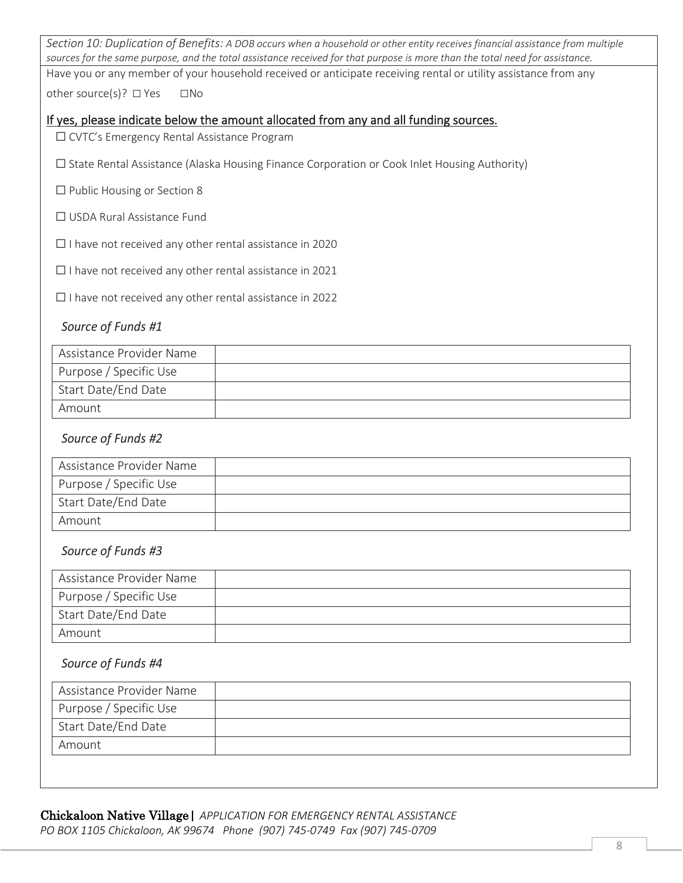*Section 10: Duplication of Benefits: A DOB occurs when a household or other entity receives financial assistance from multiple sources for the same purpose, and the total assistance received for that purpose is more than the total need for assistance.*

Have you or any member of your household received or anticipate receiving rental or utility assistance from any other source(s)? ☐ Yes ☐No

<u>If yes, please indicate below the amount allocated from any and all funding sources.</u>

☐ CVTC's Emergency Rental Assistance Program

☐ State Rental Assistance (Alaska Housing Finance Corporation or Cook Inlet Housing Authority)

☐ Public Housing or Section 8

☐ USDA Rural Assistance Fund

☐ I have not received any other rental assistance in 2020

☐ I have not received any other rental assistance in 2021

☐ I have not received any other rental assistance in 2022

*Source of Funds #1*

| Assistance Provider Name | |
|---|---|
| Purpose / Specific Use | |
| Start Date/End Date | |
| Amount | |

*Source of Funds #2*

| Assistance Provider Name | |
|---|---|
| Purpose / Specific Use | |
| Start Date/End Date | |
| Amount | |

*Source of Funds #3*

| Assistance Provider Name | |
|---|---|
| Purpose / Specific Use | |
| Start Date/End Date | |
| Amount | |

*Source of Funds #4*

| Assistance Provider Name | |
|---|---|
| Purpose / Specific Use | |
| Start Date/End Date | |
| Amount | |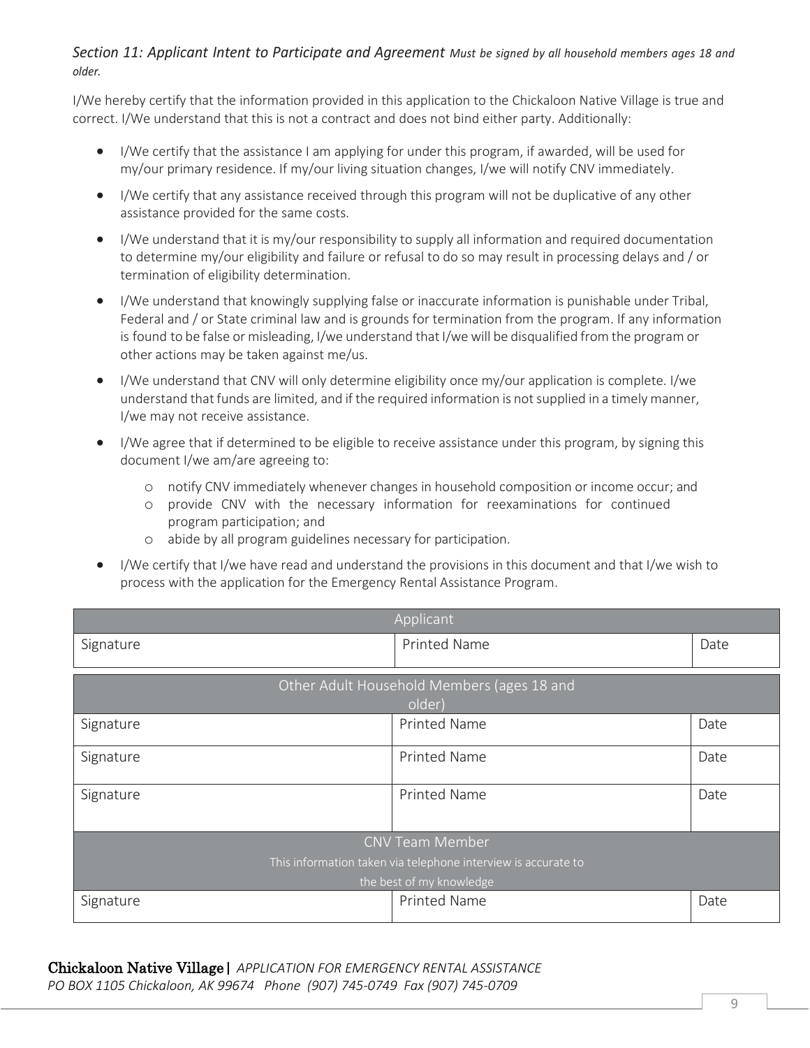### *Section 11: Applicant Intent to Participate and Agreement* *Must be signed by all household members ages 18 and older.*

I/We hereby certify that the information provided in this application to the Chickaloon Native Village is true and correct. I/We understand that this is not a contract and does not bind either party. Additionally:

- I/We certify that the assistance I am applying for under this program, if awarded, will be used for my/our primary residence. If my/our living situation changes, I/we will notify CNV immediately.
- I/We certify that any assistance received through this program will not be duplicative of any other assistance provided for the same costs.
- I/We understand that it is my/our responsibility to supply all information and required documentation to determine my/our eligibility and failure or refusal to do so may result in processing delays and / or termination of eligibility determination.
- I/We understand that knowingly supplying false or inaccurate information is punishable under Tribal, Federal and / or State criminal law and is grounds for termination from the program. If any information is found to be false or misleading, I/we understand that I/we will be disqualified from the program or other actions may be taken against me/us.
- I/We understand that CNV will only determine eligibility once my/our application is complete. I/we understand that funds are limited, and if the required information is not supplied in a timely manner, I/we may not receive assistance.
- I/We agree that if determined to be eligible to receive assistance under this program, by signing this document I/we am/are agreeing to:
  - notify CNV immediately whenever changes in household composition or income occur; and
  - provide CNV with the necessary information for reexaminations for continued program participation; and
  - abide by all program guidelines necessary for participation.
- I/We certify that I/we have read and understand the provisions in this document and that I/we wish to process with the application for the Emergency Rental Assistance Program.

| Applicant | | |
|---|---|---|
| Signature | Printed Name | Date |

| Other Adult Household Members (ages 18 and older) | | |
|---|---|---|
| Signature | Printed Name | Date |
| Signature | Printed Name | Date |
| Signature | Printed Name | Date |

| CNV Team Member<br>This information taken via telephone interview is accurate to the best of my knowledge | | |
|---|---|---|
| Signature | Printed Name | Date |

**Chickaloon Native Village |** *APPLICATION FOR EMERGENCY RENTAL ASSISTANCE*
*PO BOX 1105 Chickaloon, AK 99674 Phone (907) 745-0749 Fax (907) 745-0709*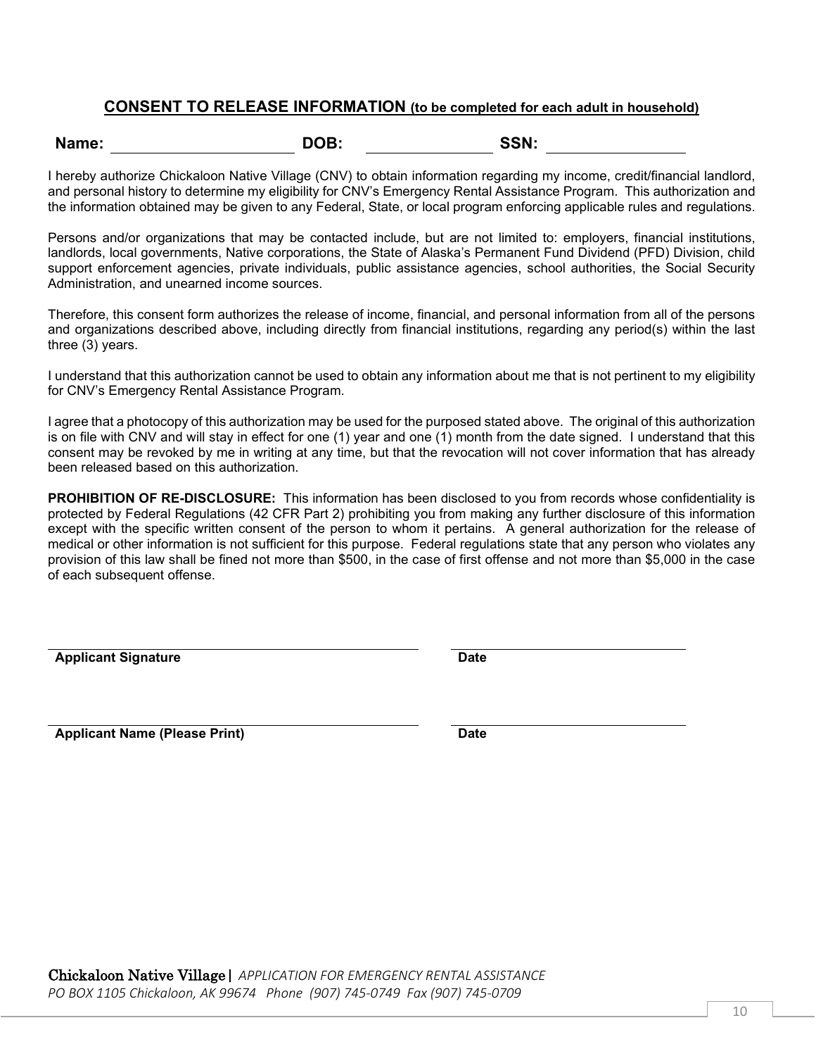## CONSENT TO RELEASE INFORMATION (to be completed for each adult in household)

**Name:** ______________________ **DOB:** ________________ **SSN:** ________________

I hereby authorize Chickaloon Native Village (CNV) to obtain information regarding my income, credit/financial landlord, and personal history to determine my eligibility for CNV's Emergency Rental Assistance Program. This authorization and the information obtained may be given to any Federal, State, or local program enforcing applicable rules and regulations.

Persons and/or organizations that may be contacted include, but are not limited to: employers, financial institutions, landlords, local governments, Native corporations, the State of Alaska's Permanent Fund Dividend (PFD) Division, child support enforcement agencies, private individuals, public assistance agencies, school authorities, the Social Security Administration, and unearned income sources.

Therefore, this consent form authorizes the release of income, financial, and personal information from all of the persons and organizations described above, including directly from financial institutions, regarding any period(s) within the last three (3) years.

I understand that this authorization cannot be used to obtain any information about me that is not pertinent to my eligibility for CNV's Emergency Rental Assistance Program.

I agree that a photocopy of this authorization may be used for the purposed stated above. The original of this authorization is on file with CNV and will stay in effect for one (1) year and one (1) month from the date signed. I understand that this consent may be revoked by me in writing at any time, but that the revocation will not cover information that has already been released based on this authorization.

**PROHIBITION OF RE-DISCLOSURE:** This information has been disclosed to you from records whose confidentiality is protected by Federal Regulations (42 CFR Part 2) prohibiting you from making any further disclosure of this information except with the specific written consent of the person to whom it pertains. A general authorization for the release of medical or other information is not sufficient for this purpose. Federal regulations state that any person who violates any provision of this law shall be fined not more than $500, in the case of first offense and not more than $5,000 in the case of each subsequent offense.

______________________________________________ ______________________________

**Applicant Signature** **Date**

______________________________________________ ______________________________

**Applicant Name (Please Print)** **Date**

Chickaloon Native Village | *APPLICATION FOR EMERGENCY RENTAL ASSISTANCE*
*PO BOX 1105 Chickaloon, AK 99674 Phone (907) 745-0749 Fax (907) 745-0709*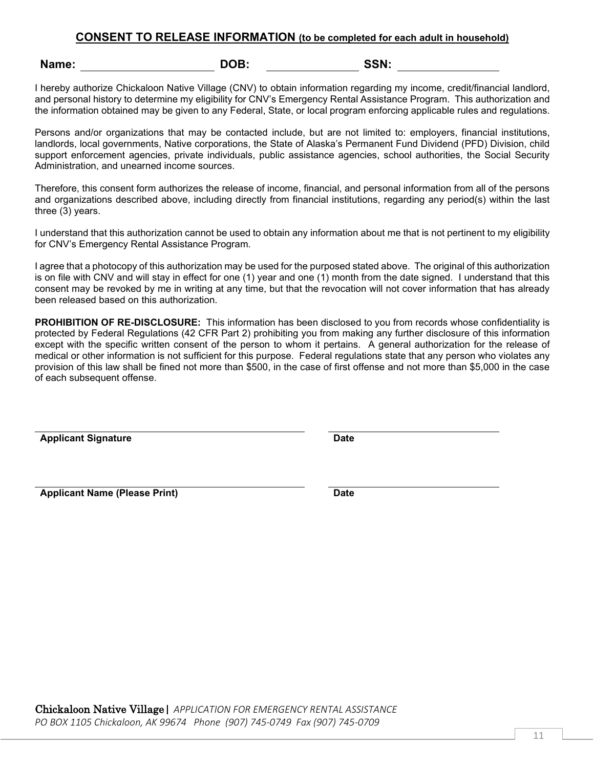## CONSENT TO RELEASE INFORMATION (to be completed for each adult in household)

**Name:** ____________________ **DOB:** ______________ **SSN:** ______________

I hereby authorize Chickaloon Native Village (CNV) to obtain information regarding my income, credit/financial landlord, and personal history to determine my eligibility for CNV's Emergency Rental Assistance Program. This authorization and the information obtained may be given to any Federal, State, or local program enforcing applicable rules and regulations.

Persons and/or organizations that may be contacted include, but are not limited to: employers, financial institutions, landlords, local governments, Native corporations, the State of Alaska's Permanent Fund Dividend (PFD) Division, child support enforcement agencies, private individuals, public assistance agencies, school authorities, the Social Security Administration, and unearned income sources.

Therefore, this consent form authorizes the release of income, financial, and personal information from all of the persons and organizations described above, including directly from financial institutions, regarding any period(s) within the last three (3) years.

I understand that this authorization cannot be used to obtain any information about me that is not pertinent to my eligibility for CNV's Emergency Rental Assistance Program.

I agree that a photocopy of this authorization may be used for the purposed stated above. The original of this authorization is on file with CNV and will stay in effect for one (1) year and one (1) month from the date signed. I understand that this consent may be revoked by me in writing at any time, but that the revocation will not cover information that has already been released based on this authorization.

**PROHIBITION OF RE-DISCLOSURE:** This information has been disclosed to you from records whose confidentiality is protected by Federal Regulations (42 CFR Part 2) prohibiting you from making any further disclosure of this information except with the specific written consent of the person to whom it pertains. A general authorization for the release of medical or other information is not sufficient for this purpose. Federal regulations state that any person who violates any provision of this law shall be fined not more than $500, in the case of first offense and not more than $5,000 in the case of each subsequent offense.

______________________________________ ______________________

**Applicant Signature** **Date**

______________________________________ ______________________

**Applicant Name (Please Print)** **Date**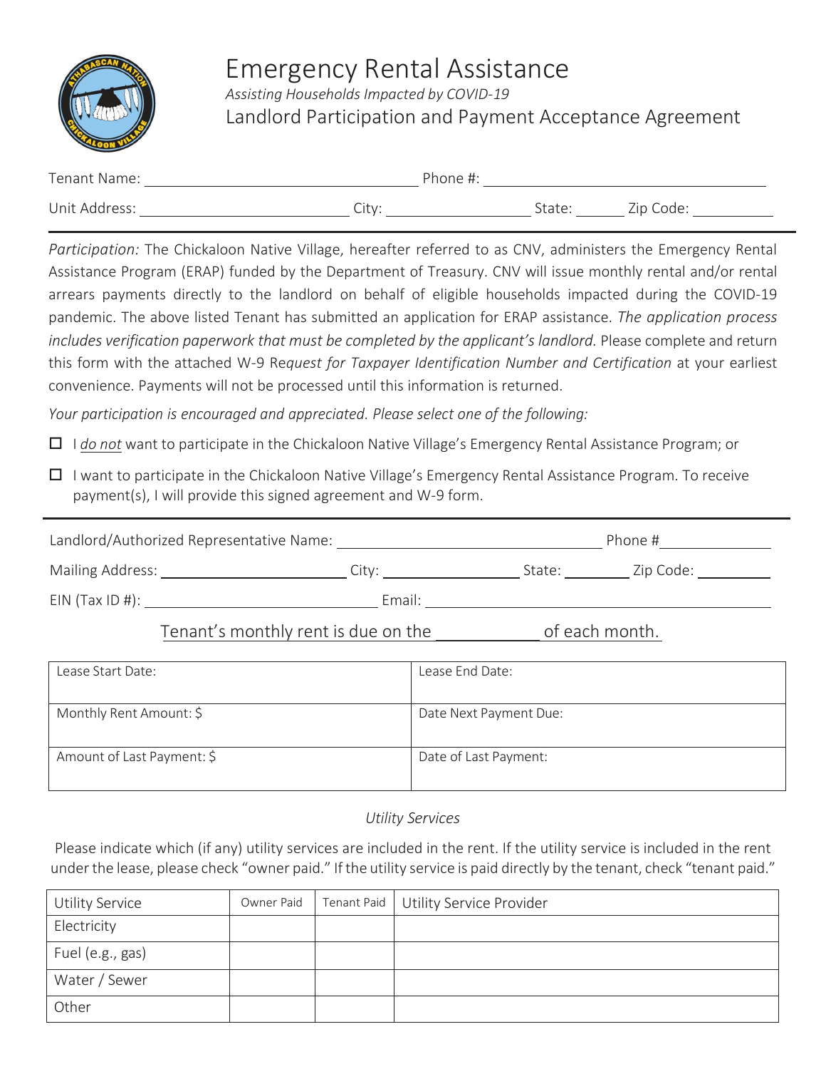# Emergency Rental Assistance

*Assisting Households Impacted by COVID-19*

## Landlord Participation and Payment Acceptance Agreement

Tenant Name: ______________________ Phone #: ______________________

Unit Address: ______________________ City: ______________ State: ______ Zip Code: __________

*Participation:* The Chickaloon Native Village, hereafter referred to as CNV, administers the Emergency Rental Assistance Program (ERAP) funded by the Department of Treasury. CNV will issue monthly rental and/or rental arrears payments directly to the landlord on behalf of eligible households impacted during the COVID-19 pandemic. The above listed Tenant has submitted an application for ERAP assistance. *The application process includes verification paperwork that must be completed by the applicant's landlord.* Please complete and return this form with the attached W-9 Re*quest for Taxpayer Identification Number and Certification* at your earliest convenience. Payments will not be processed until this information is returned.

*Your participation is encouraged and appreciated. Please select one of the following:*

☐ I *do not* want to participate in the Chickaloon Native Village's Emergency Rental Assistance Program; or

☐ I want to participate in the Chickaloon Native Village's Emergency Rental Assistance Program. To receive payment(s), I will provide this signed agreement and W-9 form.

Landlord/Authorized Representative Name: ______________________ Phone # ______________

Mailing Address: ______________________ City: ______________ State: ________ Zip Code: __________

EIN (Tax ID #): ______________________ Email: ______________________

Tenant's monthly rent is due on the ____________ of each month.

| Lease Start Date: | Lease End Date: |
|---|---|
| Monthly Rent Amount: $ | Date Next Payment Due: |
| Amount of Last Payment: $ | Date of Last Payment: |

*Utility Services*

Please indicate which (if any) utility services are included in the rent. If the utility service is included in the rent under the lease, please check "owner paid." If the utility service is paid directly by the tenant, check "tenant paid."

| Utility Service | Owner Paid | Tenant Paid | Utility Service Provider |
|---|---|---|---|
| Electricity | | | |
| Fuel (e.g., gas) | | | |
| Water / Sewer | | | |
| Other | | | |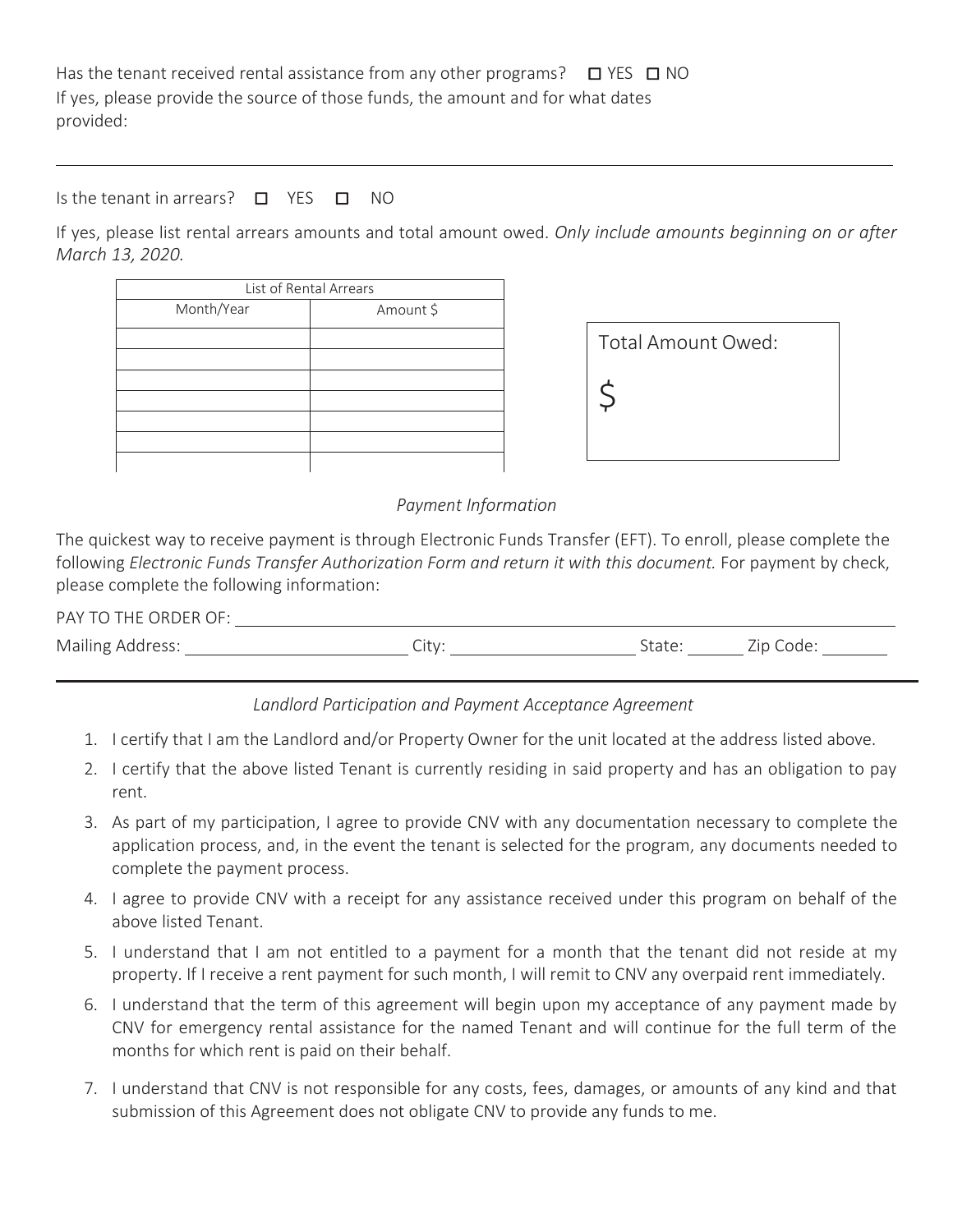Has the tenant received rental assistance from any other programs? ☐ YES ☐ NO

If yes, please provide the source of those funds, the amount and for what dates provided:

______________________________________________________________________________

Is the tenant in arrears? ☐ YES ☐ NO

If yes, please list rental arrears amounts and total amount owed. *Only include amounts beginning on or after March 13, 2020.*

| List of Rental Arrears | |
|---|---|
| Month/Year | Amount $ |
| | |
| | |
| | |
| | |
| | |
| | |
| | |

Total Amount Owed:

$

*Payment Information*

The quickest way to receive payment is through Electronic Funds Transfer (EFT). To enroll, please complete the following *Electronic Funds Transfer Authorization Form and return it with this document.* For payment by check, please complete the following information:

PAY TO THE ORDER OF: ______________________________________________

Mailing Address: ______________________ City: ____________________ State: ______ Zip Code: _______

*Landlord Participation and Payment Acceptance Agreement*

1. I certify that I am the Landlord and/or Property Owner for the unit located at the address listed above.
2. I certify that the above listed Tenant is currently residing in said property and has an obligation to pay rent.
3. As part of my participation, I agree to provide CNV with any documentation necessary to complete the application process, and, in the event the tenant is selected for the program, any documents needed to complete the payment process.
4. I agree to provide CNV with a receipt for any assistance received under this program on behalf of the above listed Tenant.
5. I understand that I am not entitled to a payment for a month that the tenant did not reside at my property. If I receive a rent payment for such month, I will remit to CNV any overpaid rent immediately.
6. I understand that the term of this agreement will begin upon my acceptance of any payment made by CNV for emergency rental assistance for the named Tenant and will continue for the full term of the months for which rent is paid on their behalf.
7. I understand that CNV is not responsible for any costs, fees, damages, or amounts of any kind and that submission of this Agreement does not obligate CNV to provide any funds to me.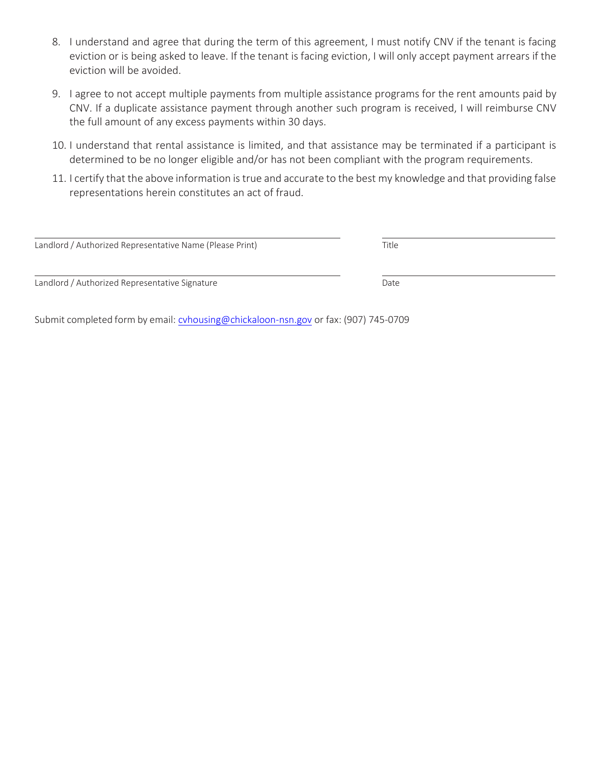8. I understand and agree that during the term of this agreement, I must notify CNV if the tenant is facing eviction or is being asked to leave. If the tenant is facing eviction, I will only accept payment arrears if the eviction will be avoided.
9. I agree to not accept multiple payments from multiple assistance programs for the rent amounts paid by CNV. If a duplicate assistance payment through another such program is received, I will reimburse CNV the full amount of any excess payments within 30 days.
10. I understand that rental assistance is limited, and that assistance may be terminated if a participant is determined to be no longer eligible and/or has not been compliant with the program requirements.
11. I certify that the above information is true and accurate to the best my knowledge and that providing false representations herein constitutes an act of fraud.

\_\_\_\_\_\_\_\_\_\_\_\_\_\_\_\_\_\_\_\_\_\_\_\_\_\_\_\_\_\_\_\_\_\_\_\_\_\_\_\_ \_\_\_\_\_\_\_\_\_\_\_\_\_\_\_\_\_\_\_\_\_\_\_\_
Landlord / Authorized Representative Name (Please Print) Title

\_\_\_\_\_\_\_\_\_\_\_\_\_\_\_\_\_\_\_\_\_\_\_\_\_\_\_\_\_\_\_\_\_\_\_\_\_\_\_\_ \_\_\_\_\_\_\_\_\_\_\_\_\_\_\_\_\_\_\_\_\_\_\_\_
Landlord / Authorized Representative Signature Date

Submit completed form by email: cvhousing@chickaloon-nsn.gov or fax: (907) 745-0709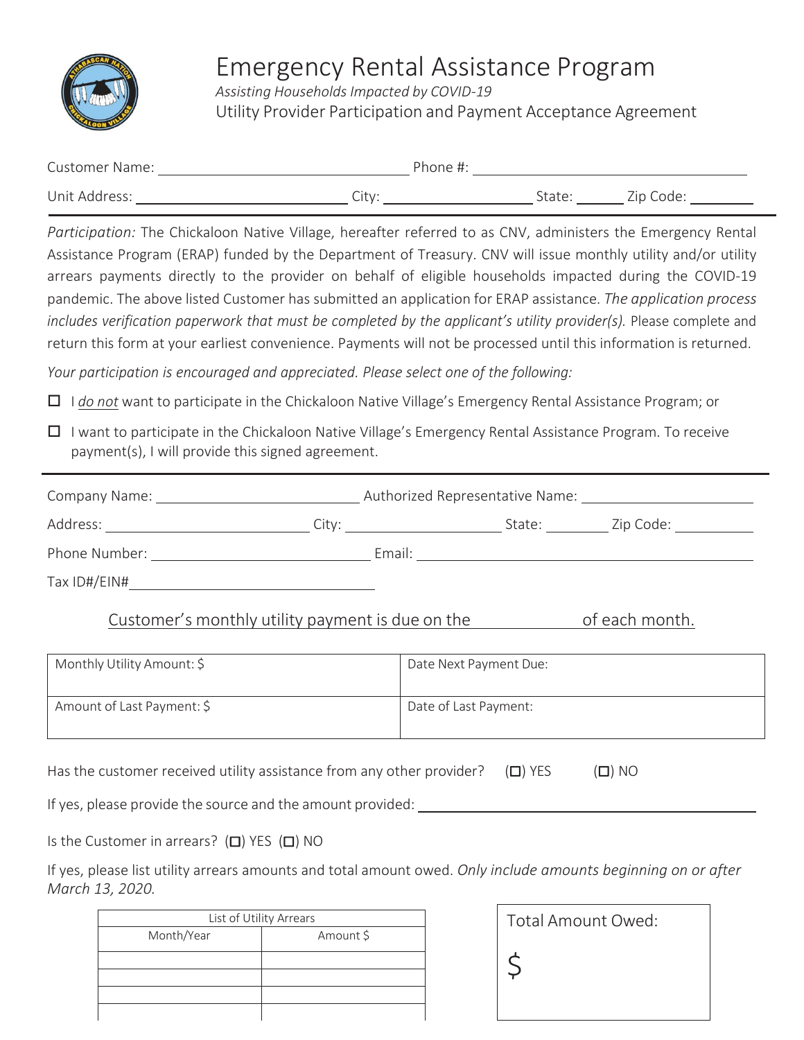# Emergency Rental Assistance Program

*Assisting Households Impacted by COVID-19*

Utility Provider Participation and Payment Acceptance Agreement

Customer Name: ______________________ Phone #: ______________________

Unit Address: ______________________ City: ______________ State: ______ Zip Code: ________

*Participation:* The Chickaloon Native Village, hereafter referred to as CNV, administers the Emergency Rental Assistance Program (ERAP) funded by the Department of Treasury. CNV will issue monthly utility and/or utility arrears payments directly to the provider on behalf of eligible households impacted during the COVID-19 pandemic. The above listed Customer has submitted an application for ERAP assistance. *The application process includes verification paperwork that must be completed by the applicant's utility provider(s).* Please complete and return this form at your earliest convenience. Payments will not be processed until this information is returned.

*Your participation is encouraged and appreciated. Please select one of the following:*

- ☐ I *do not* want to participate in the Chickaloon Native Village's Emergency Rental Assistance Program; or
- ☐ I want to participate in the Chickaloon Native Village's Emergency Rental Assistance Program. To receive payment(s), I will provide this signed agreement.

---

Company Name: ______________________ Authorized Representative Name: ______________________

Address: ______________________ City: ______________ State: ________ Zip Code: ________

Phone Number: ______________________ Email: ______________________

Tax ID#/EIN# ______________________

Customer's monthly utility payment is due on the __________ of each month.

| Monthly Utility Amount: $ | Date Next Payment Due: |
|---|---|
| Amount of Last Payment: $ | Date of Last Payment: |

Has the customer received utility assistance from any other provider? (☐) YES (☐) NO

If yes, please provide the source and the amount provided: ______________________

Is the Customer in arrears? (☐) YES (☐) NO

If yes, please list utility arrears amounts and total amount owed. *Only include amounts beginning on or after March 13, 2020.*

| List of Utility Arrears | |
|---|---|
| Month/Year | Amount $ |
| | |
| | |
| | |
| | |

Total Amount Owed:

$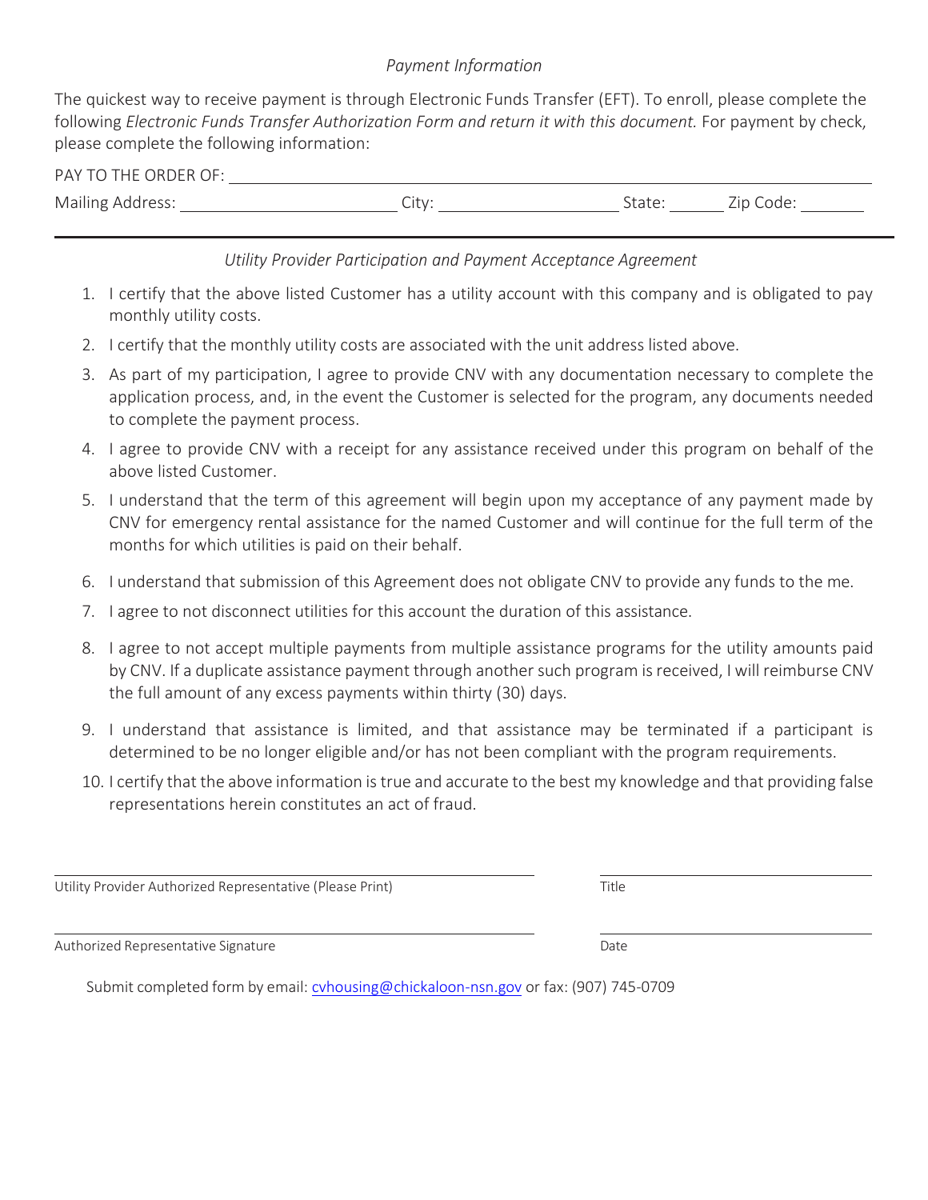*Payment Information*

The quickest way to receive payment is through Electronic Funds Transfer (EFT). To enroll, please complete the following *Electronic Funds Transfer Authorization Form and return it with this document.* For payment by check, please complete the following information:

PAY TO THE ORDER OF: ______________________________________________

Mailing Address: ________________________ City: ____________________ State: ______ Zip Code: _______

---

*Utility Provider Participation and Payment Acceptance Agreement*

1. I certify that the above listed Customer has a utility account with this company and is obligated to pay monthly utility costs.
2. I certify that the monthly utility costs are associated with the unit address listed above.
3. As part of my participation, I agree to provide CNV with any documentation necessary to complete the application process, and, in the event the Customer is selected for the program, any documents needed to complete the payment process.
4. I agree to provide CNV with a receipt for any assistance received under this program on behalf of the above listed Customer.
5. I understand that the term of this agreement will begin upon my acceptance of any payment made by CNV for emergency rental assistance for the named Customer and will continue for the full term of the months for which utilities is paid on their behalf.
6. I understand that submission of this Agreement does not obligate CNV to provide any funds to the me.
7. I agree to not disconnect utilities for this account the duration of this assistance.
8. I agree to not accept multiple payments from multiple assistance programs for the utility amounts paid by CNV. If a duplicate assistance payment through another such program is received, I will reimburse CNV the full amount of any excess payments within thirty (30) days.
9. I understand that assistance is limited, and that assistance may be terminated if a participant is determined to be no longer eligible and/or has not been compliant with the program requirements.
10. I certify that the above information is true and accurate to the best my knowledge and that providing false representations herein constitutes an act of fraud.

______________________________________________ ____________________

Utility Provider Authorized Representative (Please Print) Title

______________________________________________ ____________________

Authorized Representative Signature Date

Submit completed form by email: cvhousing@chickaloon-nsn.gov or fax: (907) 745-0709